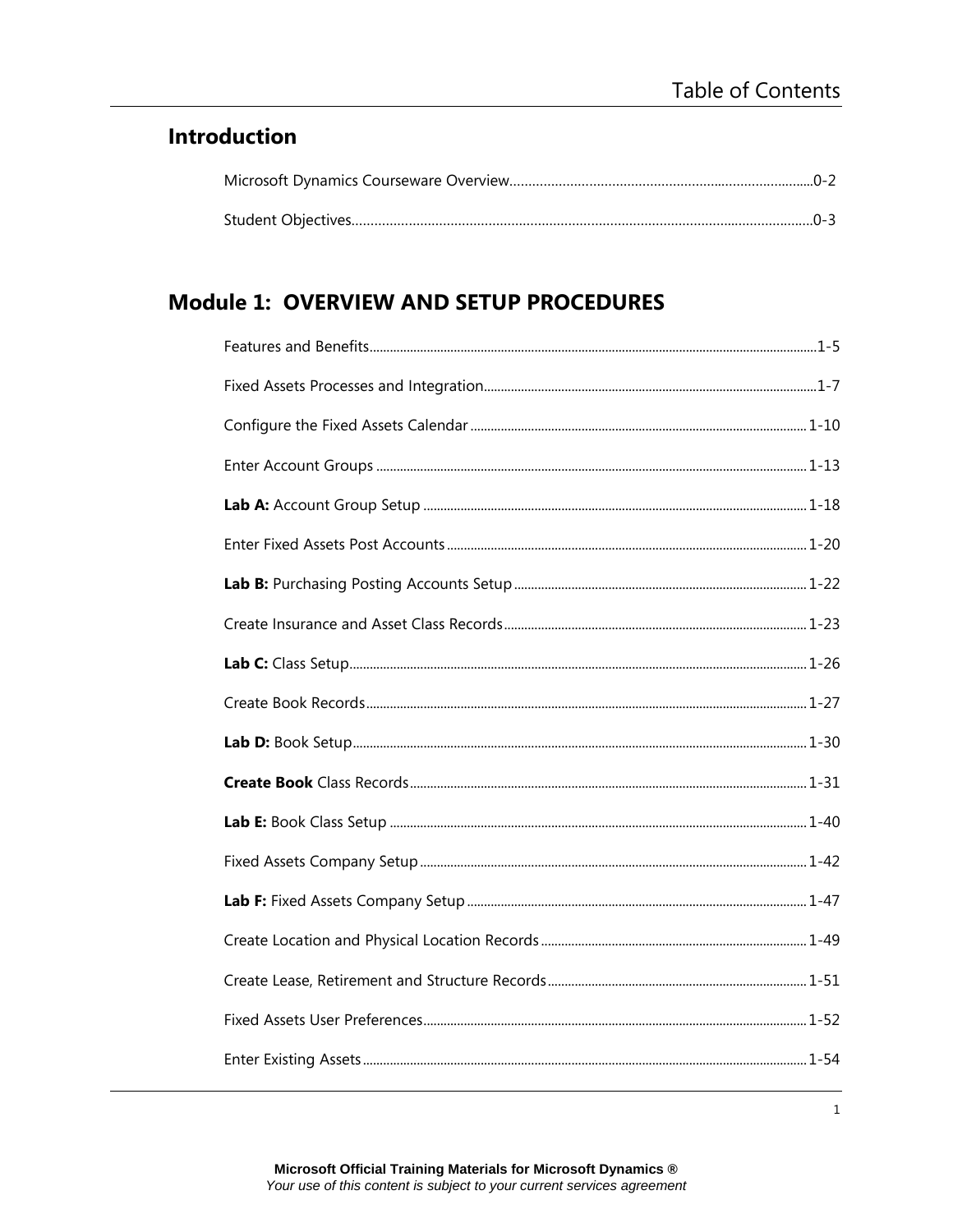# Table of Contents

## Introduction

Microsoft Dynamics Courseware Overview.......................................................................................0-2

Student Objectives.........................................................................................................................0-3

## Module 1: OVERVIEW AND SETUP PROCEDURES

Features and Benefits......................................................................................................................1-5

Fixed Assets Processes and Integration..........................................................................................1-7

Configure the Fixed Assets Calendar ............................................................................................1-10

Enter Account Groups ...................................................................................................................1-13

**Lab A:** Account Group Setup .....................................................................................................1-18

Enter Fixed Assets Post Accounts .................................................................................................1-20

**Lab B:** Purchasing Posting Accounts Setup ................................................................................1-22

Create Insurance and Asset Class Records .....................................................................................1-23

**Lab C:** Class Setup.......................................................................................................................1-26

Create Book Records.....................................................................................................................1-27

**Lab D:** Book Setup.......................................................................................................................1-30

**Create Book** Class Records..........................................................................................................1-31

**Lab E:** Book Class Setup .............................................................................................................1-40

Fixed Assets Company Setup .........................................................................................................1-42

**Lab F:** Fixed Assets Company Setup ...........................................................................................1-47

Create Location and Physical Location Records .............................................................................1-49

Create Lease, Retirement and Structure Records ...........................................................................1-51

Fixed Assets User Preferences.......................................................................................................1-52

Enter Existing Assets.....................................................................................................................1-54

**Microsoft Official Training Materials for Microsoft Dynamics ®**
*Your use of this content is subject to your current services agreement*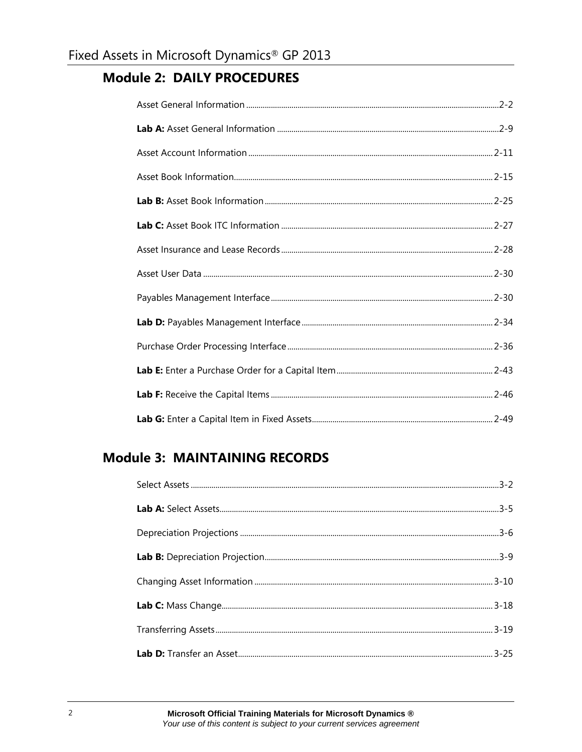## Module 2: DAILY PROCEDURES

Asset General Information .......... 2-2

**Lab A:** Asset General Information .......... 2-9

Asset Account Information .......... 2-11

Asset Book Information .......... 2-15

**Lab B:** Asset Book Information .......... 2-25

**Lab C:** Asset Book ITC Information .......... 2-27

Asset Insurance and Lease Records .......... 2-28

Asset User Data .......... 2-30

Payables Management Interface .......... 2-30

**Lab D:** Payables Management Interface .......... 2-34

Purchase Order Processing Interface .......... 2-36

**Lab E:** Enter a Purchase Order for a Capital Item .......... 2-43

**Lab F:** Receive the Capital Items .......... 2-46

**Lab G:** Enter a Capital Item in Fixed Assets .......... 2-49

## Module 3: MAINTAINING RECORDS

Select Assets .......... 3-2

**Lab A:** Select Assets .......... 3-5

Depreciation Projections .......... 3-6

**Lab B:** Depreciation Projection .......... 3-9

Changing Asset Information .......... 3-10

**Lab C:** Mass Change .......... 3-18

Transferring Assets .......... 3-19

**Lab D:** Transfer an Asset .......... 3-25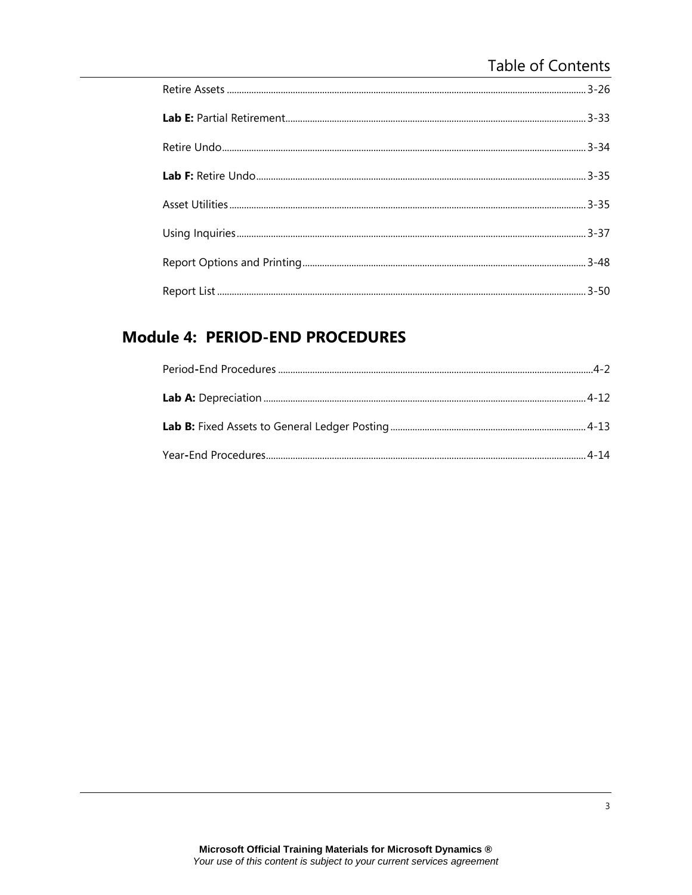Retire Assets ........ 3-26

**Lab E:** Partial Retirement ........ 3-33

Retire Undo ........ 3-34

**Lab F:** Retire Undo ........ 3-35

Asset Utilities ........ 3-35

Using Inquiries ........ 3-37

Report Options and Printing ........ 3-48

Report List ........ 3-50

## Module 4: PERIOD-END PROCEDURES

Period-End Procedures ........ 4-2

**Lab A:** Depreciation ........ 4-12

**Lab B:** Fixed Assets to General Ledger Posting ........ 4-13

Year-End Procedures ........ 4-14